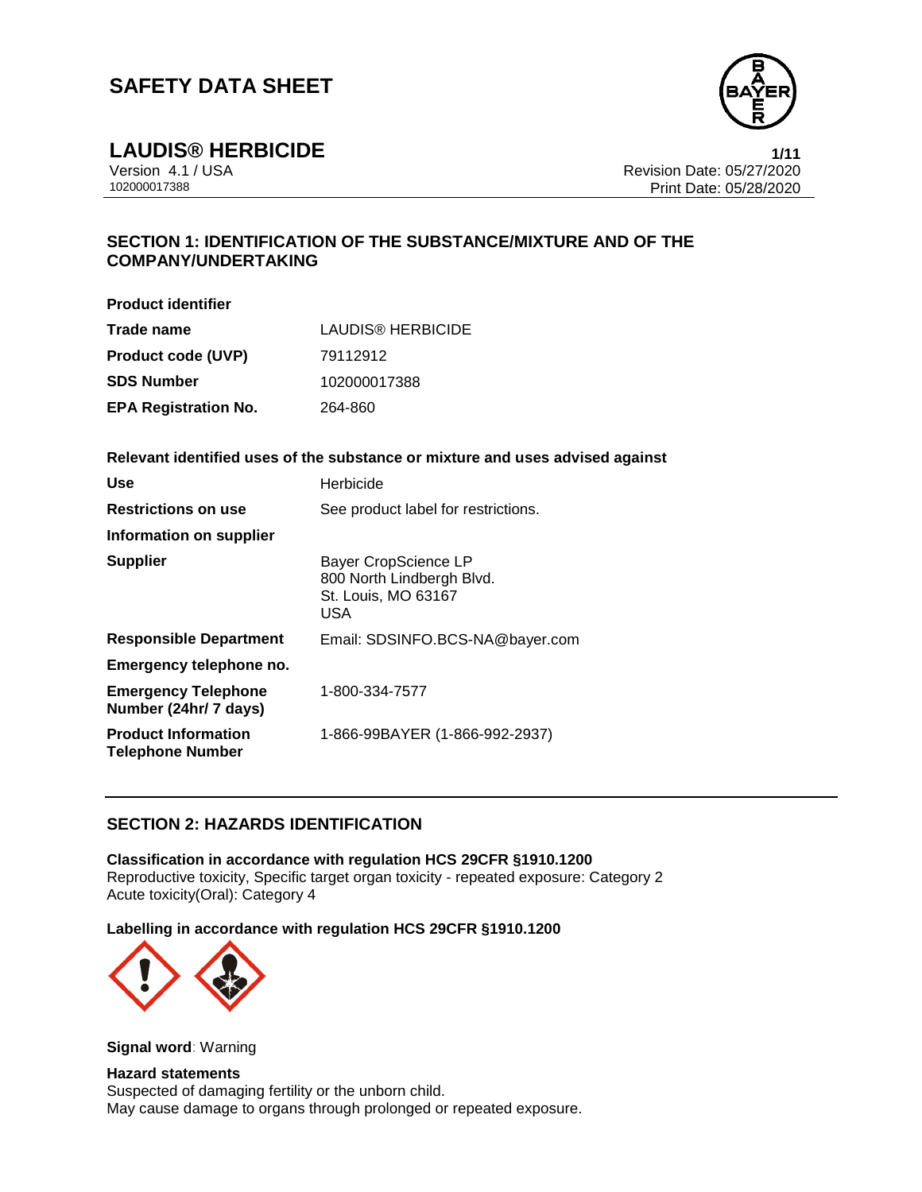# SAFETY DATA SHEET

## LAUDIS® HERBICIDE

Version 4.1 / USA
102000017388

Revision Date: 05/27/2020
Print Date: 05/28/2020

## SECTION 1: IDENTIFICATION OF THE SUBSTANCE/MIXTURE AND OF THE COMPANY/UNDERTAKING

**Product identifier**

| | |
|---|---|
| **Trade name** | LAUDIS® HERBICIDE |
| **Product code (UVP)** | 79112912 |
| **SDS Number** | 102000017388 |
| **EPA Registration No.** | 264-860 |

**Relevant identified uses of the substance or mixture and uses advised against**

| | |
|---|---|
| **Use** | Herbicide |
| **Restrictions on use** | See product label for restrictions. |
| **Information on supplier** | |
| **Supplier** | Bayer CropScience LP<br>800 North Lindbergh Blvd.<br>St. Louis, MO 63167<br>USA |
| **Responsible Department** | Email: SDSINFO.BCS-NA@bayer.com |
| **Emergency telephone no.** | |
| **Emergency Telephone Number (24hr/ 7 days)** | 1-800-334-7577 |
| **Product Information Telephone Number** | 1-866-99BAYER (1-866-992-2937) |

## SECTION 2: HAZARDS IDENTIFICATION

**Classification in accordance with regulation HCS 29CFR §1910.1200**
Reproductive toxicity, Specific target organ toxicity - repeated exposure: Category 2
Acute toxicity(Oral): Category 4

**Labelling in accordance with regulation HCS 29CFR §1910.1200**

**Signal word**: Warning

**Hazard statements**
Suspected of damaging fertility or the unborn child.
May cause damage to organs through prolonged or repeated exposure.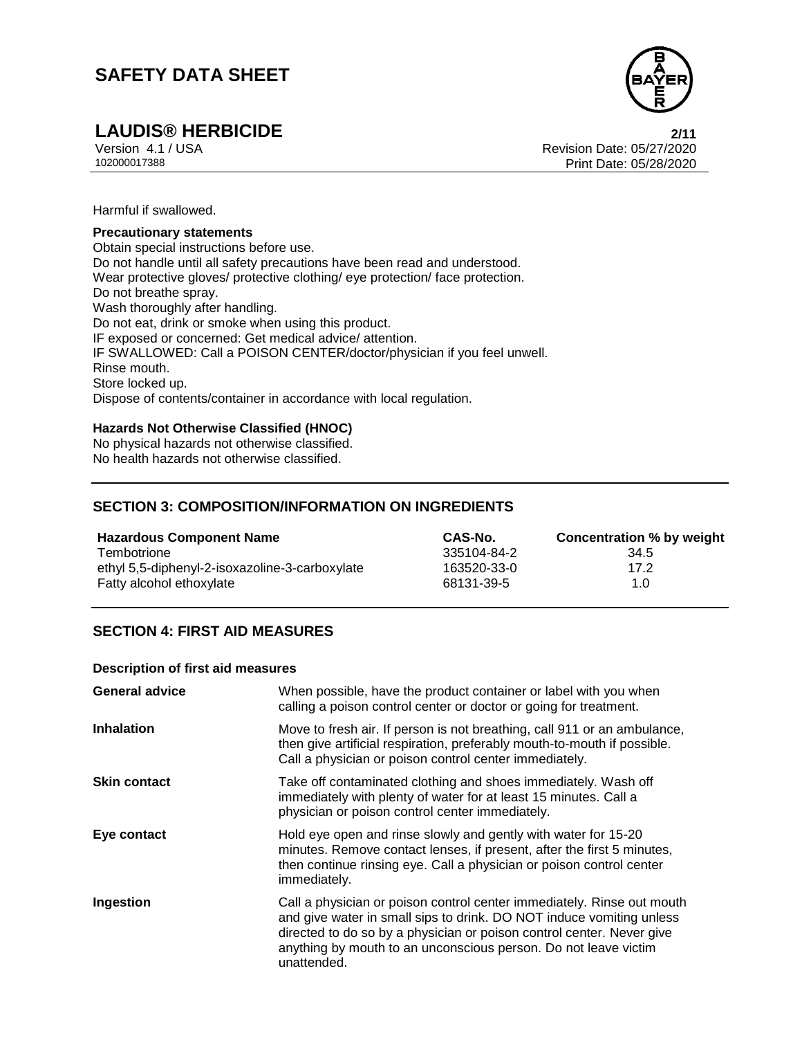Harmful if swallowed.

**Precautionary statements**

Obtain special instructions before use.
Do not handle until all safety precautions have been read and understood.
Wear protective gloves/ protective clothing/ eye protection/ face protection.
Do not breathe spray.
Wash thoroughly after handling.
Do not eat, drink or smoke when using this product.
IF exposed or concerned: Get medical advice/ attention.
IF SWALLOWED: Call a POISON CENTER/doctor/physician if you feel unwell.
Rinse mouth.
Store locked up.
Dispose of contents/container in accordance with local regulation.

**Hazards Not Otherwise Classified (HNOC)**

No physical hazards not otherwise classified.
No health hazards not otherwise classified.

## SECTION 3: COMPOSITION/INFORMATION ON INGREDIENTS

| Hazardous Component Name | CAS-No. | Concentration % by weight |
|---|---|---|
| Tembotrione | 335104-84-2 | 34.5 |
| ethyl 5,5-diphenyl-2-isoxazoline-3-carboxylate | 163520-33-0 | 17.2 |
| Fatty alcohol ethoxylate | 68131-39-5 | 1.0 |

## SECTION 4: FIRST AID MEASURES

**Description of first aid measures**

| | |
|---|---|
| **General advice** | When possible, have the product container or label with you when calling a poison control center or doctor or going for treatment. |
| **Inhalation** | Move to fresh air. If person is not breathing, call 911 or an ambulance, then give artificial respiration, preferably mouth-to-mouth if possible. Call a physician or poison control center immediately. |
| **Skin contact** | Take off contaminated clothing and shoes immediately. Wash off immediately with plenty of water for at least 15 minutes. Call a physician or poison control center immediately. |
| **Eye contact** | Hold eye open and rinse slowly and gently with water for 15-20 minutes. Remove contact lenses, if present, after the first 5 minutes, then continue rinsing eye. Call a physician or poison control center immediately. |
| **Ingestion** | Call a physician or poison control center immediately. Rinse out mouth and give water in small sips to drink. DO NOT induce vomiting unless directed to do so by a physician or poison control center. Never give anything by mouth to an unconscious person. Do not leave victim unattended. |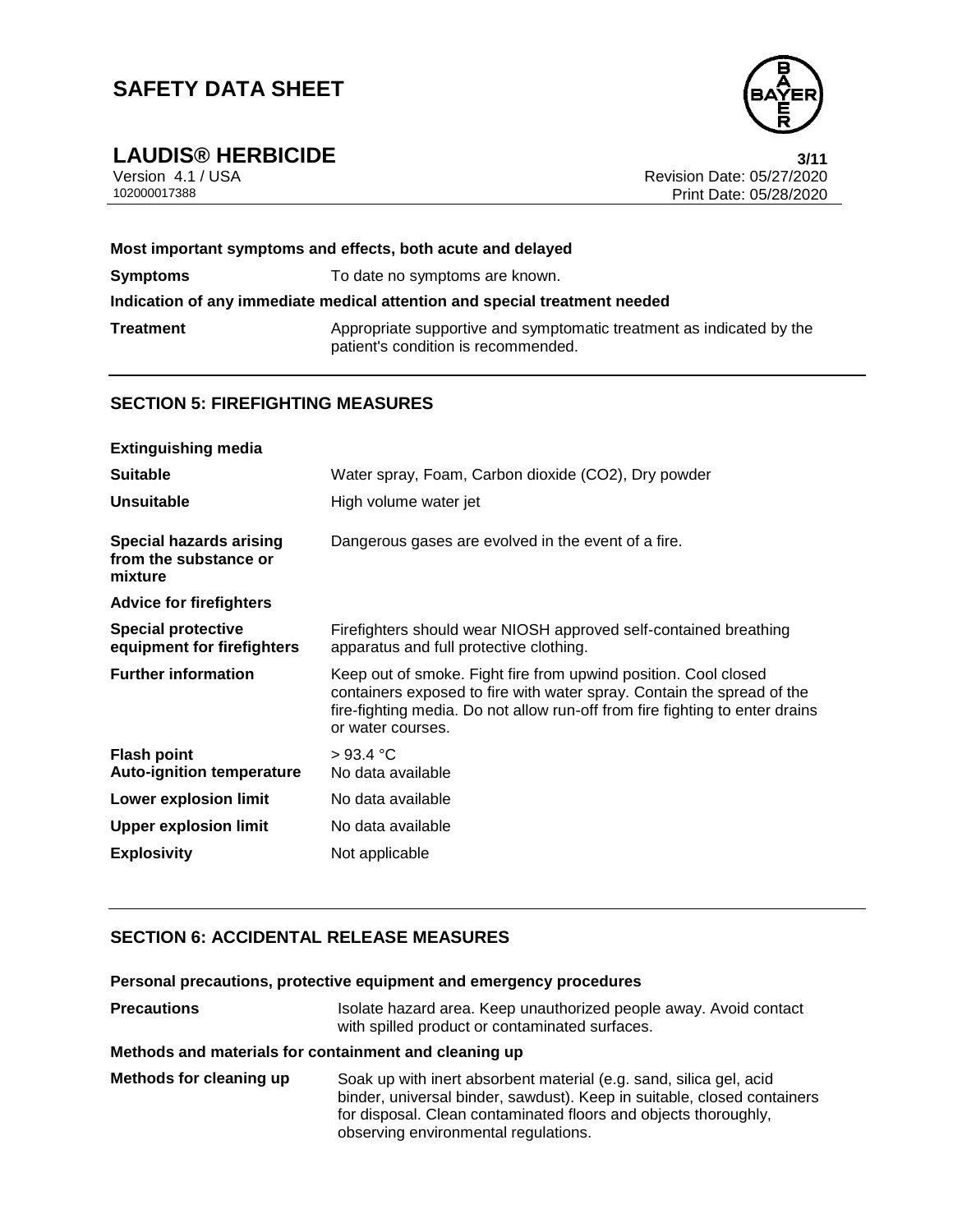**Most important symptoms and effects, both acute and delayed**

**Symptoms** To date no symptoms are known.

**Indication of any immediate medical attention and special treatment needed**

**Treatment** Appropriate supportive and symptomatic treatment as indicated by the patient's condition is recommended.

## SECTION 5: FIREFIGHTING MEASURES

**Extinguishing media**

| | |
|---|---|
| **Suitable** | Water spray, Foam, Carbon dioxide ($CO_2$), Dry powder |
| **Unsuitable** | High volume water jet |
| **Special hazards arising from the substance or mixture** | Dangerous gases are evolved in the event of a fire. |

**Advice for firefighters**

| | |
|---|---|
| **Special protective equipment for firefighters** | Firefighters should wear NIOSH approved self-contained breathing apparatus and full protective clothing. |
| **Further information** | Keep out of smoke. Fight fire from upwind position. Cool closed containers exposed to fire with water spray. Contain the spread of the fire-fighting media. Do not allow run-off from fire fighting to enter drains or water courses. |
| **Flash point** | > 93.4 °C |
| **Auto-ignition temperature** | No data available |
| **Lower explosion limit** | No data available |
| **Upper explosion limit** | No data available |
| **Explosivity** | Not applicable |

## SECTION 6: ACCIDENTAL RELEASE MEASURES

**Personal precautions, protective equipment and emergency procedures**

**Precautions** Isolate hazard area. Keep unauthorized people away. Avoid contact with spilled product or contaminated surfaces.

**Methods and materials for containment and cleaning up**

**Methods for cleaning up** Soak up with inert absorbent material (e.g. sand, silica gel, acid binder, universal binder, sawdust). Keep in suitable, closed containers for disposal. Clean contaminated floors and objects thoroughly, observing environmental regulations.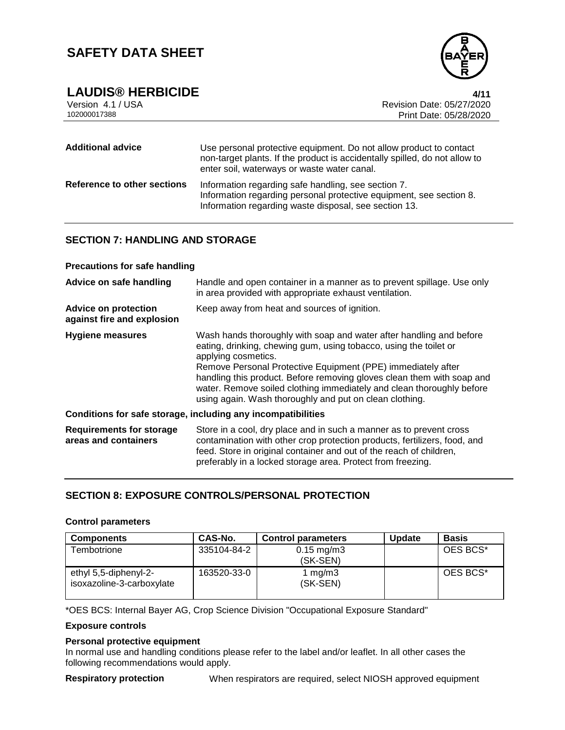| | |
|---|---|
| **Additional advice** | Use personal protective equipment. Do not allow product to contact non-target plants. If the product is accidentally spilled, do not allow to enter soil, waterways or waste water canal. |
| **Reference to other sections** | Information regarding safe handling, see section 7. Information regarding personal protective equipment, see section 8. Information regarding waste disposal, see section 13. |

## SECTION 7: HANDLING AND STORAGE

### Precautions for safe handling

| | |
|---|---|
| **Advice on safe handling** | Handle and open container in a manner as to prevent spillage. Use only in area provided with appropriate exhaust ventilation. |
| **Advice on protection against fire and explosion** | Keep away from heat and sources of ignition. |
| **Hygiene measures** | Wash hands thoroughly with soap and water after handling and before eating, drinking, chewing gum, using tobacco, using the toilet or applying cosmetics. Remove Personal Protective Equipment (PPE) immediately after handling this product. Before removing gloves clean them with soap and water. Remove soiled clothing immediately and clean thoroughly before using again. Wash thoroughly and put on clean clothing. |

### Conditions for safe storage, including any incompatibilities

| | |
|---|---|
| **Requirements for storage areas and containers** | Store in a cool, dry place and in such a manner as to prevent cross contamination with other crop protection products, fertilizers, food, and feed. Store in original container and out of the reach of children, preferably in a locked storage area. Protect from freezing. |

## SECTION 8: EXPOSURE CONTROLS/PERSONAL PROTECTION

### Control parameters

| Components | CAS-No. | Control parameters | Update | Basis |
|---|---|---|---|---|
| Tembotrione | 335104-84-2 | 0.15 mg/m3 (SK-SEN) | | OES BCS* |
| ethyl 5,5-diphenyl-2-isoxazoline-3-carboxylate | 163520-33-0 | 1 mg/m3 (SK-SEN) | | OES BCS* |

*OES BCS: Internal Bayer AG, Crop Science Division "Occupational Exposure Standard"

### Exposure controls

### Personal protective equipment

In normal use and handling conditions please refer to the label and/or leaflet. In all other cases the following recommendations would apply.

**Respiratory protection** When respirators are required, select NIOSH approved equipment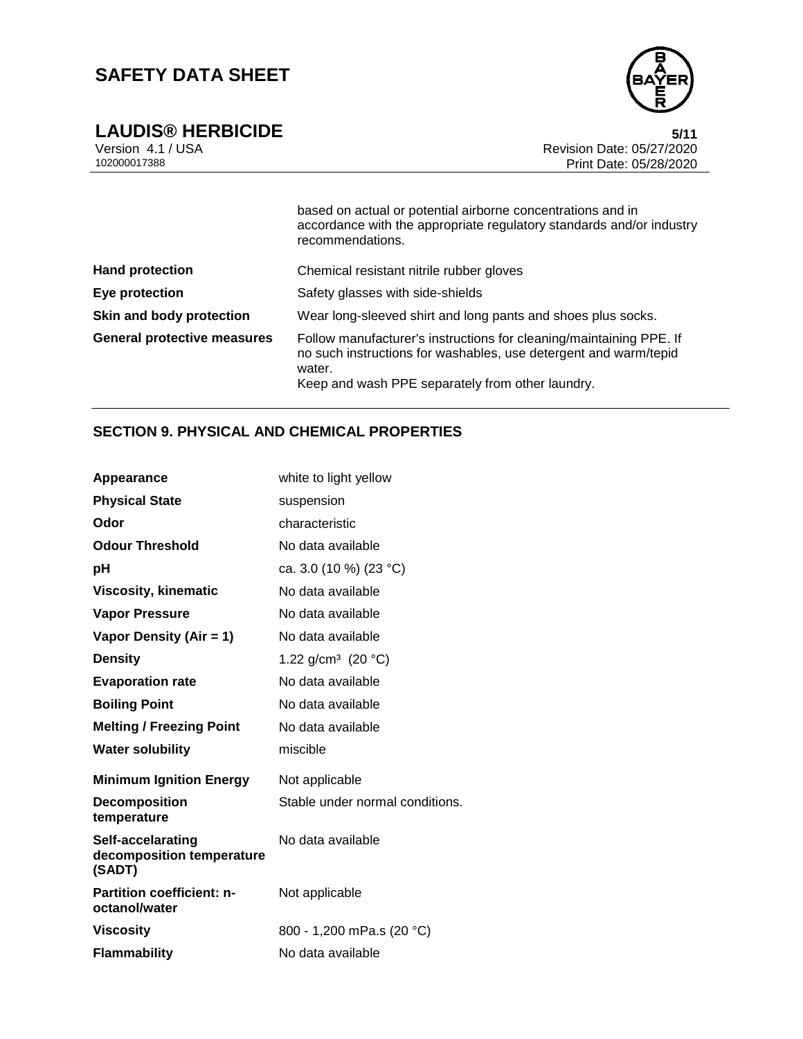| | |
|---|---|
| | based on actual or potential airborne concentrations and in accordance with the appropriate regulatory standards and/or industry recommendations. |
| **Hand protection** | Chemical resistant nitrile rubber gloves |
| **Eye protection** | Safety glasses with side-shields |
| **Skin and body protection** | Wear long-sleeved shirt and long pants and shoes plus socks. |
| **General protective measures** | Follow manufacturer's instructions for cleaning/maintaining PPE. If no such instructions for washables, use detergent and warm/tepid water.<br>Keep and wash PPE separately from other laundry. |

## SECTION 9. PHYSICAL AND CHEMICAL PROPERTIES

| | |
|---|---|
| **Appearance** | white to light yellow |
| **Physical State** | suspension |
| **Odor** | characteristic |
| **Odour Threshold** | No data available |
| **pH** | ca. 3.0 (10 %) (23 °C) |
| **Viscosity, kinematic** | No data available |
| **Vapor Pressure** | No data available |
| **Vapor Density (Air = 1)** | No data available |
| **Density** | 1.22 g/cm³ (20 °C) |
| **Evaporation rate** | No data available |
| **Boiling Point** | No data available |
| **Melting / Freezing Point** | No data available |
| **Water solubility** | miscible |
| **Minimum Ignition Energy** | Not applicable |
| **Decomposition temperature** | Stable under normal conditions. |
| **Self-accelarating decomposition temperature (SADT)** | No data available |
| **Partition coefficient: n-octanol/water** | Not applicable |
| **Viscosity** | 800 - 1,200 mPa.s (20 °C) |
| **Flammability** | No data available |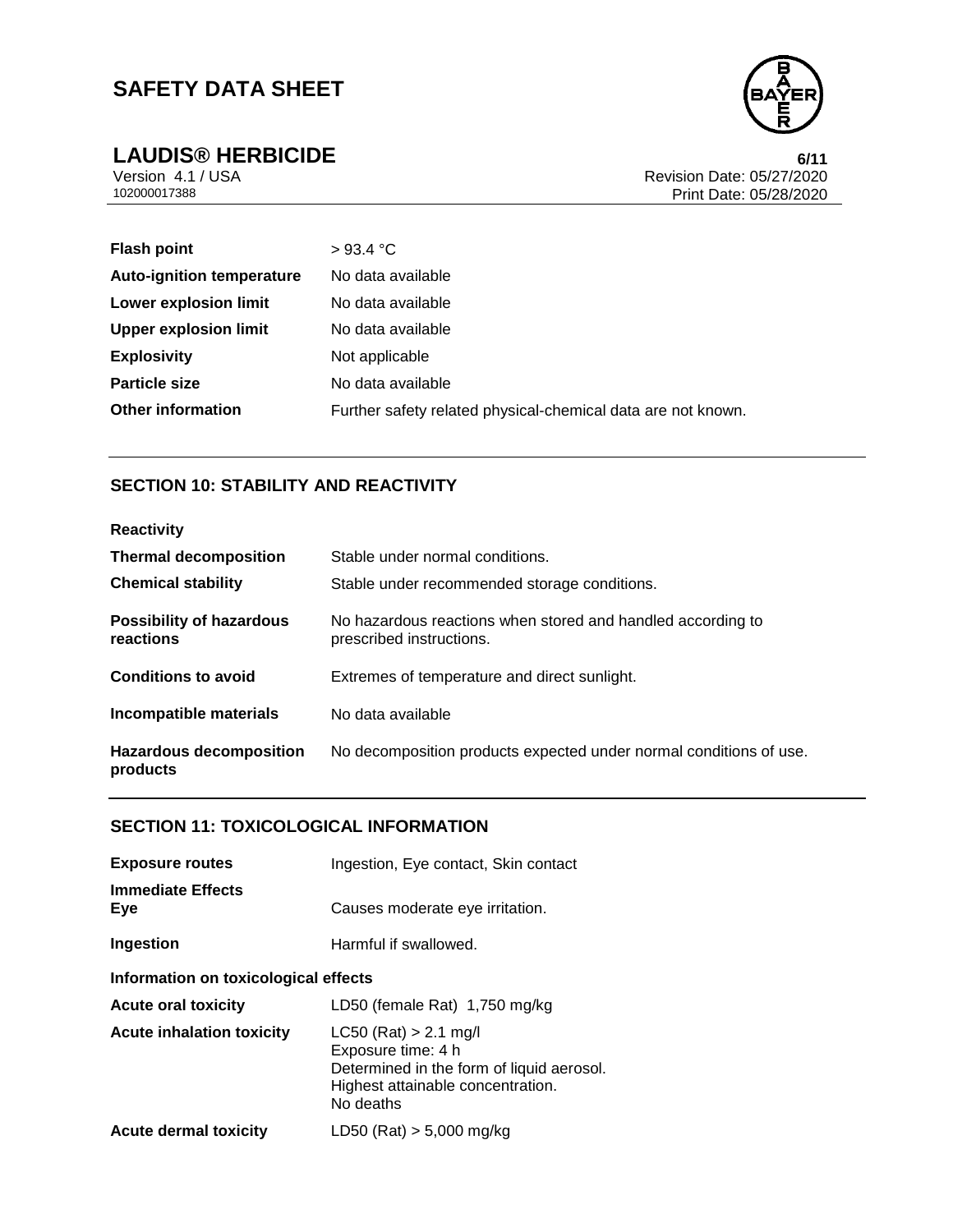| | |
|---|---|
| **Flash point** | > 93.4 °C |
| **Auto-ignition temperature** | No data available |
| **Lower explosion limit** | No data available |
| **Upper explosion limit** | No data available |
| **Explosivity** | Not applicable |
| **Particle size** | No data available |
| **Other information** | Further safety related physical-chemical data are not known. |

## SECTION 10: STABILITY AND REACTIVITY

**Reactivity**

| | |
|---|---|
| **Thermal decomposition** | Stable under normal conditions. |
| **Chemical stability** | Stable under recommended storage conditions. |
| **Possibility of hazardous reactions** | No hazardous reactions when stored and handled according to prescribed instructions. |
| **Conditions to avoid** | Extremes of temperature and direct sunlight. |
| **Incompatible materials** | No data available |
| **Hazardous decomposition products** | No decomposition products expected under normal conditions of use. |

## SECTION 11: TOXICOLOGICAL INFORMATION

| | |
|---|---|
| **Exposure routes** | Ingestion, Eye contact, Skin contact |
| **Immediate Effects** | |
| **Eye** | Causes moderate eye irritation. |
| **Ingestion** | Harmful if swallowed. |

**Information on toxicological effects**

| | |
|---|---|
| **Acute oral toxicity** | LD50 (female Rat) 1,750 mg/kg |
| **Acute inhalation toxicity** | LC50 (Rat) > 2.1 mg/l<br>Exposure time: 4 h<br>Determined in the form of liquid aerosol.<br>Highest attainable concentration.<br>No deaths |
| **Acute dermal toxicity** | LD50 (Rat) > 5,000 mg/kg |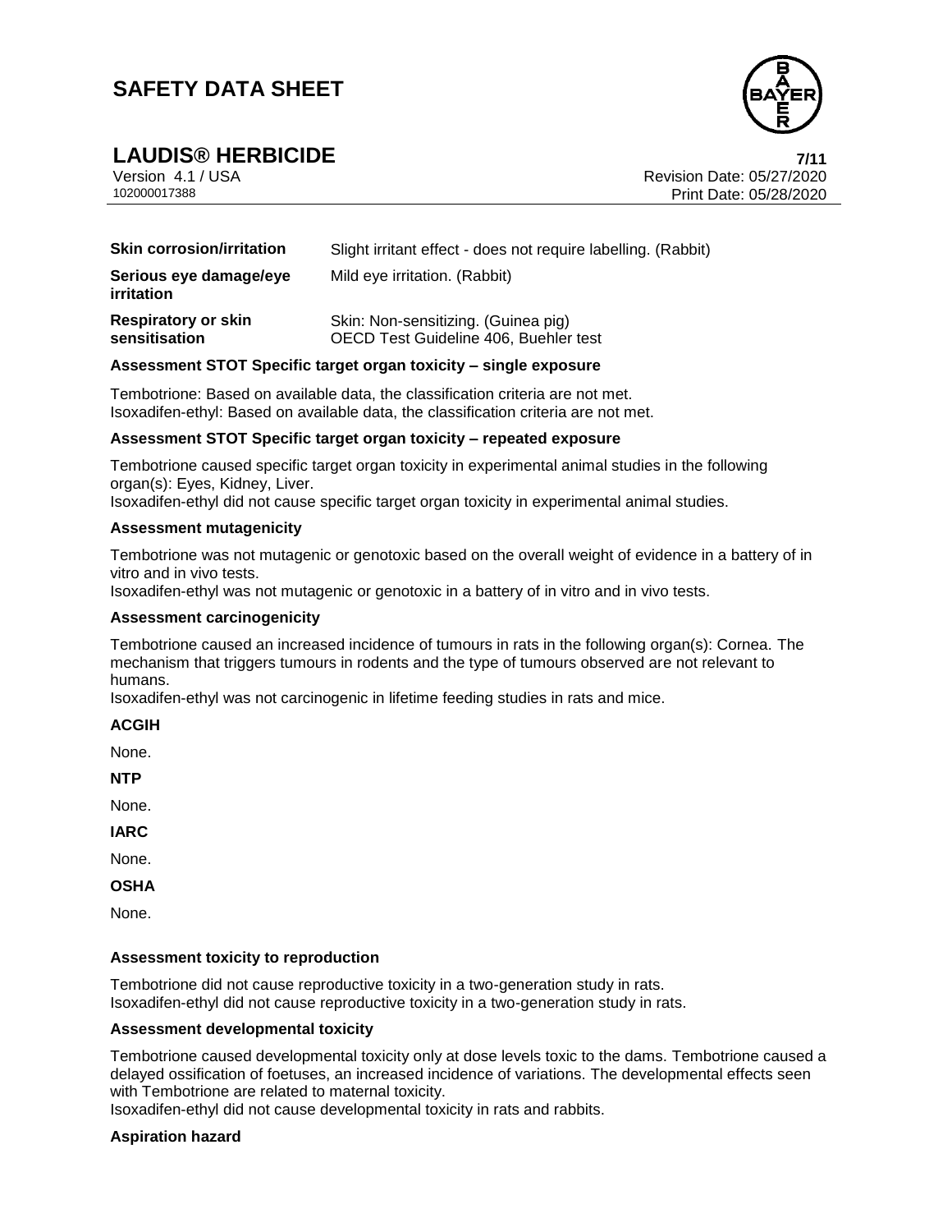| | |
|---|---|
| **Skin corrosion/irritation** | Slight irritant effect - does not require labelling. (Rabbit) |
| **Serious eye damage/eye irritation** | Mild eye irritation. (Rabbit) |
| **Respiratory or skin sensitisation** | Skin: Non-sensitizing. (Guinea pig)<br>OECD Test Guideline 406, Buehler test |

**Assessment STOT Specific target organ toxicity – single exposure**

Tembotrione: Based on available data, the classification criteria are not met.
Isoxadifen-ethyl: Based on available data, the classification criteria are not met.

**Assessment STOT Specific target organ toxicity – repeated exposure**

Tembotrione caused specific target organ toxicity in experimental animal studies in the following organ(s): Eyes, Kidney, Liver.
Isoxadifen-ethyl did not cause specific target organ toxicity in experimental animal studies.

**Assessment mutagenicity**

Tembotrione was not mutagenic or genotoxic based on the overall weight of evidence in a battery of in vitro and in vivo tests.
Isoxadifen-ethyl was not mutagenic or genotoxic in a battery of in vitro and in vivo tests.

**Assessment carcinogenicity**

Tembotrione caused an increased incidence of tumours in rats in the following organ(s): Cornea. The mechanism that triggers tumours in rodents and the type of tumours observed are not relevant to humans.
Isoxadifen-ethyl was not carcinogenic in lifetime feeding studies in rats and mice.

**ACGIH**

None.

**NTP**

None.

**IARC**

None.

**OSHA**

None.

**Assessment toxicity to reproduction**

Tembotrione did not cause reproductive toxicity in a two-generation study in rats.
Isoxadifen-ethyl did not cause reproductive toxicity in a two-generation study in rats.

**Assessment developmental toxicity**

Tembotrione caused developmental toxicity only at dose levels toxic to the dams. Tembotrione caused a delayed ossification of foetuses, an increased incidence of variations. The developmental effects seen with Tembotrione are related to maternal toxicity.
Isoxadifen-ethyl did not cause developmental toxicity in rats and rabbits.

**Aspiration hazard**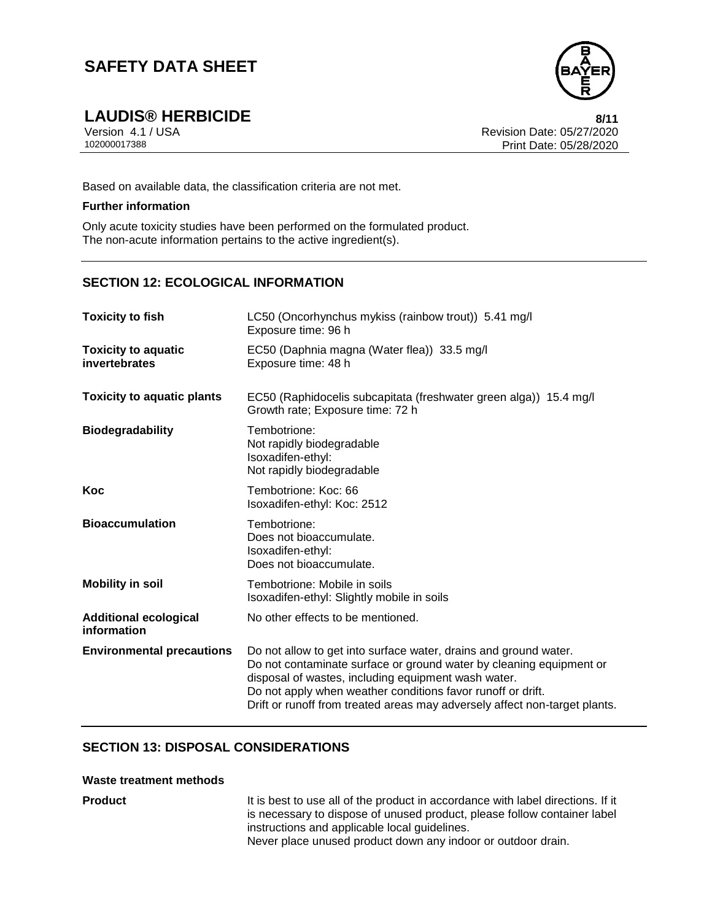Based on available data, the classification criteria are not met.

**Further information**

Only acute toxicity studies have been performed on the formulated product.
The non-acute information pertains to the active ingredient(s).

## SECTION 12: ECOLOGICAL INFORMATION

| | |
|---|---|
| **Toxicity to fish** | LC50 (Oncorhynchus mykiss (rainbow trout)) 5.41 mg/l<br>Exposure time: 96 h |
| **Toxicity to aquatic invertebrates** | EC50 (Daphnia magna (Water flea)) 33.5 mg/l<br>Exposure time: 48 h |
| **Toxicity to aquatic plants** | EC50 (Raphidocelis subcapitata (freshwater green alga)) 15.4 mg/l<br>Growth rate; Exposure time: 72 h |
| **Biodegradability** | Tembotrione:<br>Not rapidly biodegradable<br>Isoxadifen-ethyl:<br>Not rapidly biodegradable |
| **Koc** | Tembotrione: Koc: 66<br>Isoxadifen-ethyl: Koc: 2512 |
| **Bioaccumulation** | Tembotrione:<br>Does not bioaccumulate.<br>Isoxadifen-ethyl:<br>Does not bioaccumulate. |
| **Mobility in soil** | Tembotrione: Mobile in soils<br>Isoxadifen-ethyl: Slightly mobile in soils |
| **Additional ecological information** | No other effects to be mentioned. |
| **Environmental precautions** | Do not allow to get into surface water, drains and ground water.<br>Do not contaminate surface or ground water by cleaning equipment or disposal of wastes, including equipment wash water.<br>Do not apply when weather conditions favor runoff or drift.<br>Drift or runoff from treated areas may adversely affect non-target plants. |

## SECTION 13: DISPOSAL CONSIDERATIONS

**Waste treatment methods**

| | |
|---|---|
| **Product** | It is best to use all of the product in accordance with label directions. If it is necessary to dispose of unused product, please follow container label instructions and applicable local guidelines.<br>Never place unused product down any indoor or outdoor drain. |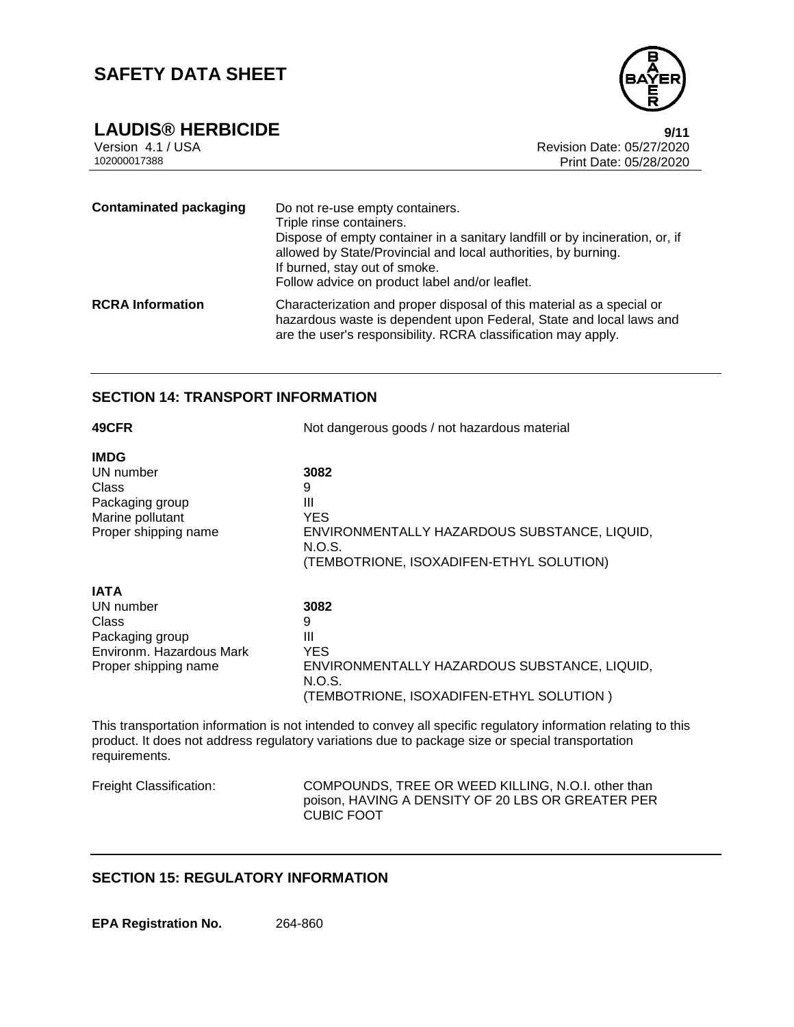| | |
|---|---|
| **Contaminated packaging** | Do not re-use empty containers.<br>Triple rinse containers.<br>Dispose of empty container in a sanitary landfill or by incineration, or, if allowed by State/Provincial and local authorities, by burning.<br>If burned, stay out of smoke.<br>Follow advice on product label and/or leaflet. |
| **RCRA Information** | Characterization and proper disposal of this material as a special or hazardous waste is dependent upon Federal, State and local laws and are the user's responsibility. RCRA classification may apply. |

## SECTION 14: TRANSPORT INFORMATION

| | |
|---|---|
| **49CFR** | Not dangerous goods / not hazardous material |

**IMDG**

| | |
|---|---|
| UN number | **3082** |
| Class | 9 |
| Packaging group | III |
| Marine pollutant | YES |
| Proper shipping name | ENVIRONMENTALLY HAZARDOUS SUBSTANCE, LIQUID, N.O.S.<br>(TEMBOTRIONE, ISOXADIFEN-ETHYL SOLUTION) |

**IATA**

| | |
|---|---|
| UN number | **3082** |
| Class | 9 |
| Packaging group | III |
| Environm. Hazardous Mark | YES |
| Proper shipping name | ENVIRONMENTALLY HAZARDOUS SUBSTANCE, LIQUID, N.O.S.<br>(TEMBOTRIONE, ISOXADIFEN-ETHYL SOLUTION ) |

This transportation information is not intended to convey all specific regulatory information relating to this product. It does not address regulatory variations due to package size or special transportation requirements.

| | |
|---|---|
| Freight Classification: | COMPOUNDS, TREE OR WEED KILLING, N.O.I. other than poison, HAVING A DENSITY OF 20 LBS OR GREATER PER CUBIC FOOT |

## SECTION 15: REGULATORY INFORMATION

| | |
|---|---|
| **EPA Registration No.** | 264-860 |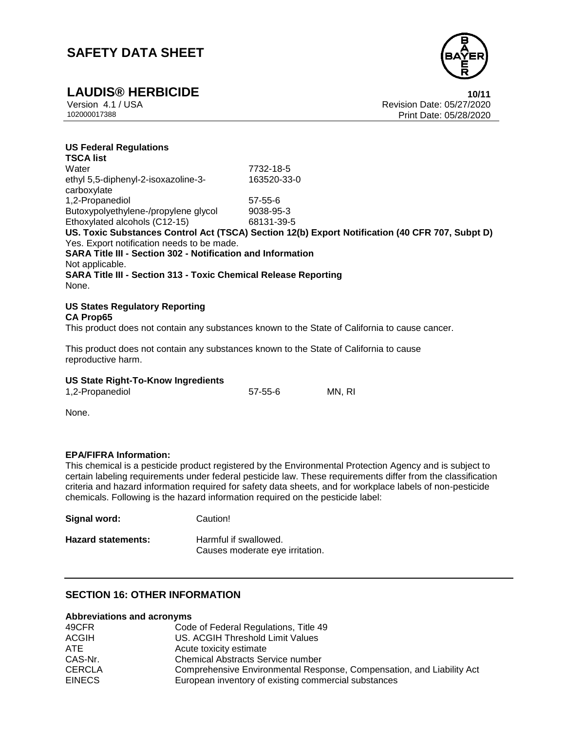**US Federal Regulations**

**TSCA list**

| | |
|---|---|
| Water | 7732-18-5 |
| ethyl 5,5-diphenyl-2-isoxazoline-3-carboxylate | 163520-33-0 |
| 1,2-Propanediol | 57-55-6 |
| Butoxypolyethylene-/propylene glycol | 9038-95-3 |
| Ethoxylated alcohols (C12-15) | 68131-39-5 |

**US. Toxic Substances Control Act (TSCA) Section 12(b) Export Notification (40 CFR 707, Subpt D)**

Yes. Export notification needs to be made.

**SARA Title III - Section 302 - Notification and Information**

Not applicable.

**SARA Title III - Section 313 - Toxic Chemical Release Reporting**

None.

**US States Regulatory Reporting**

**CA Prop65**

This product does not contain any substances known to the State of California to cause cancer.

This product does not contain any substances known to the State of California to cause reproductive harm.

**US State Right-To-Know Ingredients**

| | | |
|---|---|---|
| 1,2-Propanediol | 57-55-6 | MN, RI |

None.

**EPA/FIFRA Information:**

This chemical is a pesticide product registered by the Environmental Protection Agency and is subject to certain labeling requirements under federal pesticide law. These requirements differ from the classification criteria and hazard information required for safety data sheets, and for workplace labels of non-pesticide chemicals. Following is the hazard information required on the pesticide label:

**Signal word:** Caution!

**Hazard statements:** Harmful if swallowed.
Causes moderate eye irritation.

## SECTION 16: OTHER INFORMATION

**Abbreviations and acronyms**

| | |
|---|---|
| 49CFR | Code of Federal Regulations, Title 49 |
| ACGIH | US. ACGIH Threshold Limit Values |
| ATE | Acute toxicity estimate |
| CAS-Nr. | Chemical Abstracts Service number |
| CERCLA | Comprehensive Environmental Response, Compensation, and Liability Act |
| EINECS | European inventory of existing commercial substances |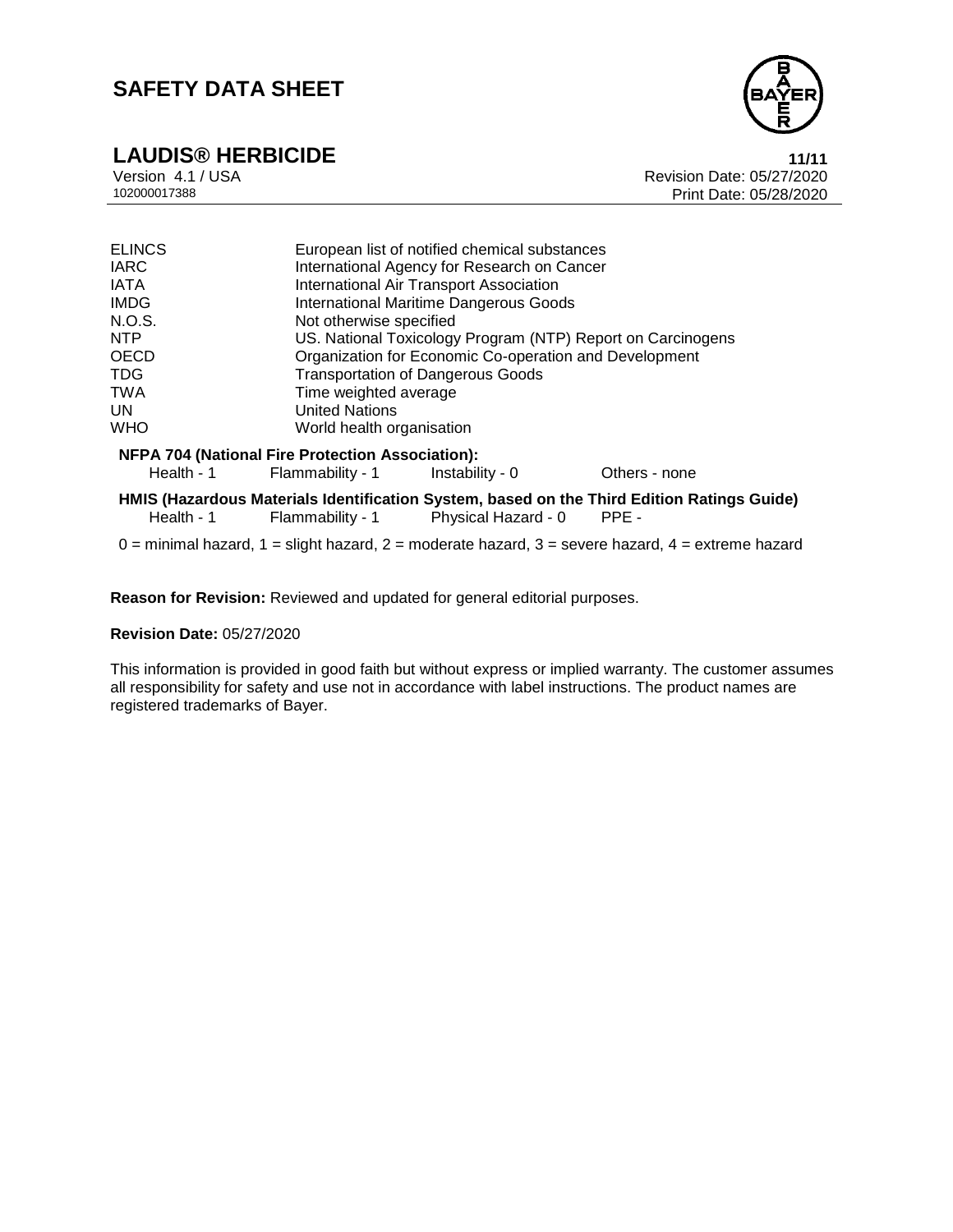| | |
|---|---|
| ELINCS | European list of notified chemical substances |
| IARC | International Agency for Research on Cancer |
| IATA | International Air Transport Association |
| IMDG | International Maritime Dangerous Goods |
| N.O.S. | Not otherwise specified |
| NTP | US. National Toxicology Program (NTP) Report on Carcinogens |
| OECD | Organization for Economic Co-operation and Development |
| TDG | Transportation of Dangerous Goods |
| TWA | Time weighted average |
| UN | United Nations |
| WHO | World health organisation |

**NFPA 704 (National Fire Protection Association):**

| | | | |
|---|---|---|---|
| Health - 1 | Flammability - 1 | Instability - 0 | Others - none |

**HMIS (Hazardous Materials Identification System, based on the Third Edition Ratings Guide)**

| | | | |
|---|---|---|---|
| Health - 1 | Flammability - 1 | Physical Hazard - 0 | PPE - |

0 = minimal hazard, 1 = slight hazard, 2 = moderate hazard, 3 = severe hazard, 4 = extreme hazard

**Reason for Revision:** Reviewed and updated for general editorial purposes.

**Revision Date:** 05/27/2020

This information is provided in good faith but without express or implied warranty. The customer assumes all responsibility for safety and use not in accordance with label instructions. The product names are registered trademarks of Bayer.